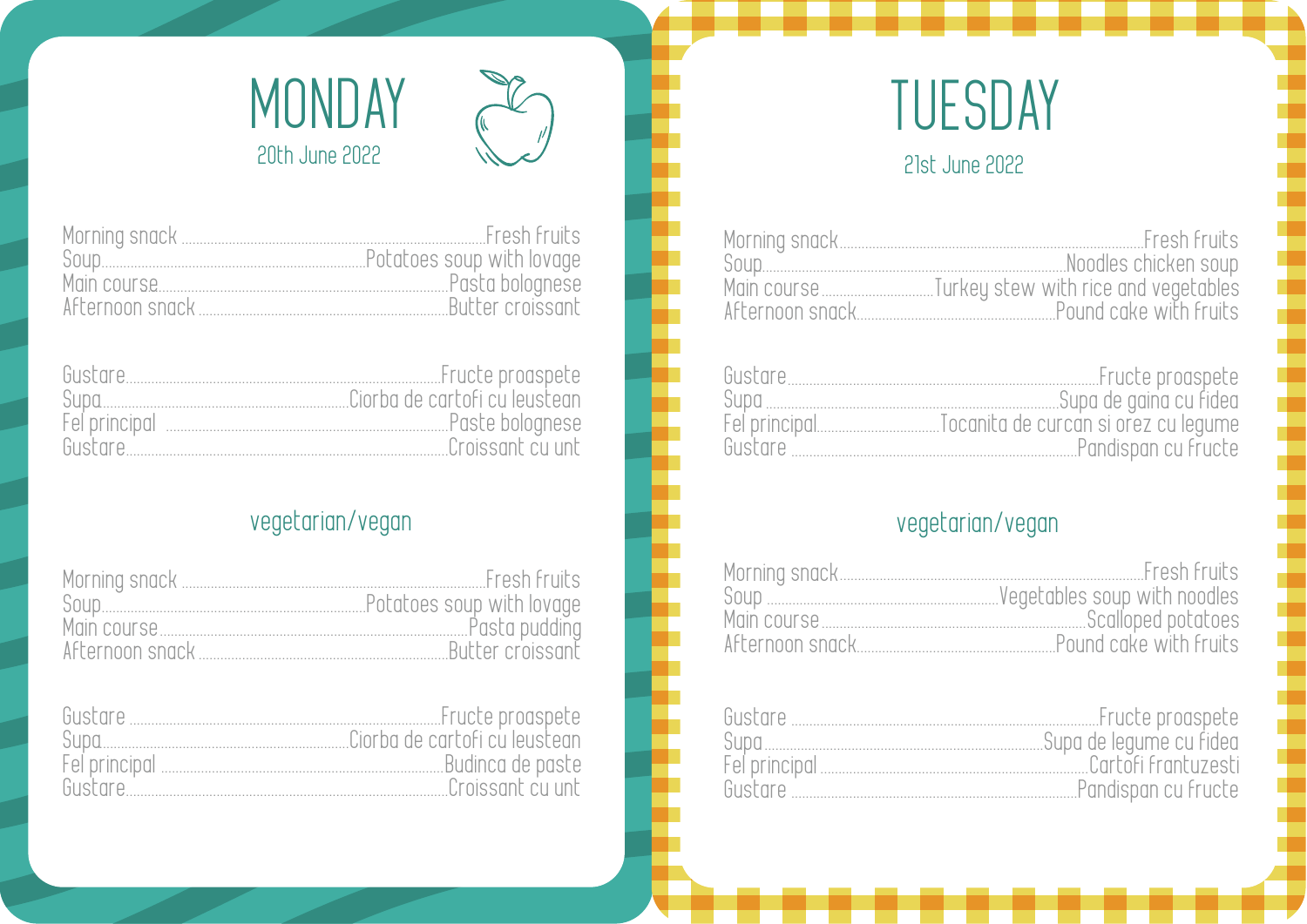# MONDAY

20th June 2022

| | |
|---|---|
| Morning snack | Fresh fruits |
| Soup | Potatoes soup with lovage |
| Main course | Pasta bolognese |
| Afternoon snack | Butter croissant |

| | |
|---|---|
| Gustare | Fructe proaspete |
| Supa | Ciorba de cartofi cu leustean |
| Fel principal | Paste bolognese |
| Gustare | Croissant cu unt |

## vegetarian/vegan

| | |
|---|---|
| Morning snack | Fresh fruits |
| Soup | Potatoes soup with lovage |
| Main course | Pasta pudding |
| Afternoon snack | Butter croissant |

| | |
|---|---|
| Gustare | Fructe proaspete |
| Supa | Ciorba de cartofi cu leustean |
| Fel principal | Budinca de paste |
| Gustare | Croissant cu unt |

# TUESDAY

21st June 2022

| | |
|---|---|
| Morning snack | Fresh fruits |
| Soup | Noodles chicken soup |
| Main course | Turkey stew with rice and vegetables |
| Afternoon snack | Pound cake with fruits |

| | |
|---|---|
| Gustare | Fructe proaspete |
| Supa | Supa de gaina cu fidea |
| Fel principal | Tocanita de curcan si orez cu legume |
| Gustare | Pandispan cu fructe |

## vegetarian/vegan

| | |
|---|---|
| Morning snack | Fresh fruits |
| Soup | Vegetables soup with noodles |
| Main course | Scalloped potatoes |
| Afternoon snack | Pound cake with fruits |

| | |
|---|---|
| Gustare | Fructe proaspete |
| Supa | Supa de legume cu fidea |
| Fel principal | Cartofi frantuzesti |
| Gustare | Pandispan cu fructe |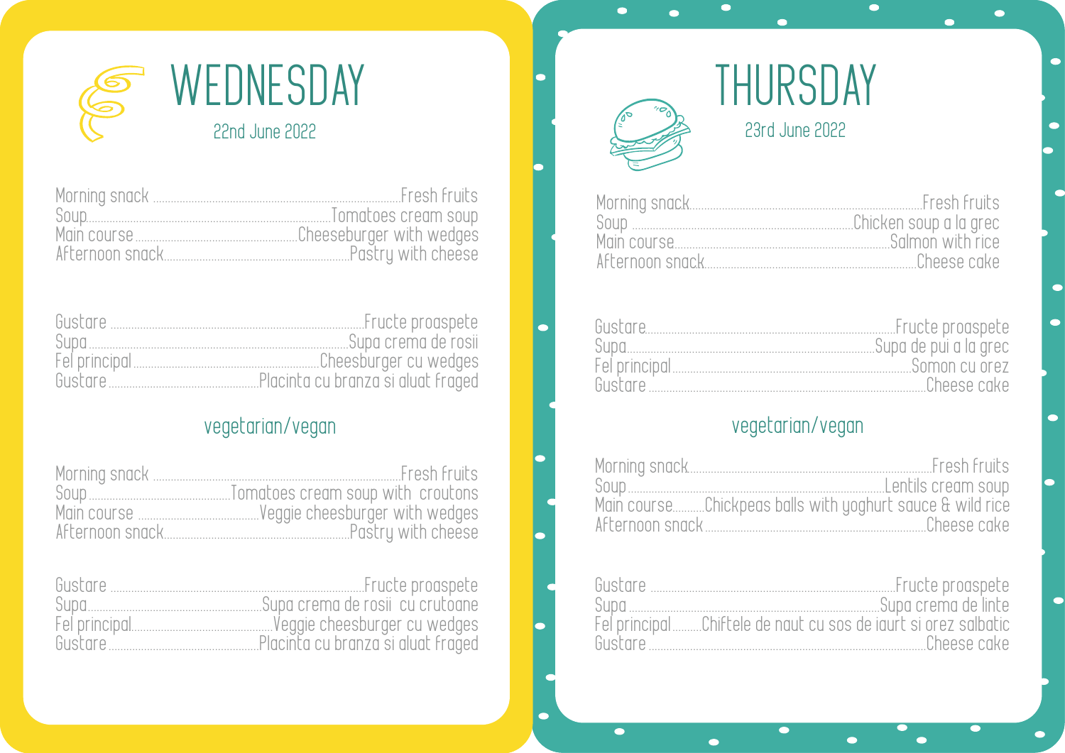# WEDNESDAY

22nd June 2022

Morning snack .................. Fresh fruits
Soup .................. Tomatoes cream soup
Main course .................. Cheeseburger with wedges
Afternoon snack .................. Pastry with cheese

Gustare .................. Fructe proaspete
Supa .................. Supa crema de rosii
Fel principal .................. Cheesburger cu wedges
Gustare .................. Placinta cu branza si aluat fraged

## vegetarian/vegan

Morning snack .................. Fresh fruits
Soup .................. Tomatoes cream soup with croutons
Main course .................. Veggie cheesburger with wedges
Afternoon snack .................. Pastry with cheese

Gustare .................. Fructe proaspete
Supa .................. Supa crema de rosii cu crutoane
Fel principal .................. Veggie cheesburger cu wedges
Gustare .................. Placinta cu branza si aluat fraged

# THURSDAY

23rd June 2022

Morning snack .................. Fresh fruits
Soup .................. Chicken soup a la grec
Main course .................. Salmon with rice
Afternoon snack .................. Cheese cake

Gustare .................. Fructe proaspete
Supa .................. Supa de pui a la grec
Fel principal .................. Somon cu orez
Gustare .................. Cheese cake

## vegetarian/vegan

Morning snack .................. Fresh fruits
Soup .................. Lentils cream soup
Main course .................. Chickpeas balls with yoghurt sauce & wild rice
Afternoon snack .................. Cheese cake

Gustare .................. Fructe proaspete
Supa .................. Supa crema de linte
Fel principal .................. Chiftele de naut cu sos de iaurt si orez salbatic
Gustare .................. Cheese cake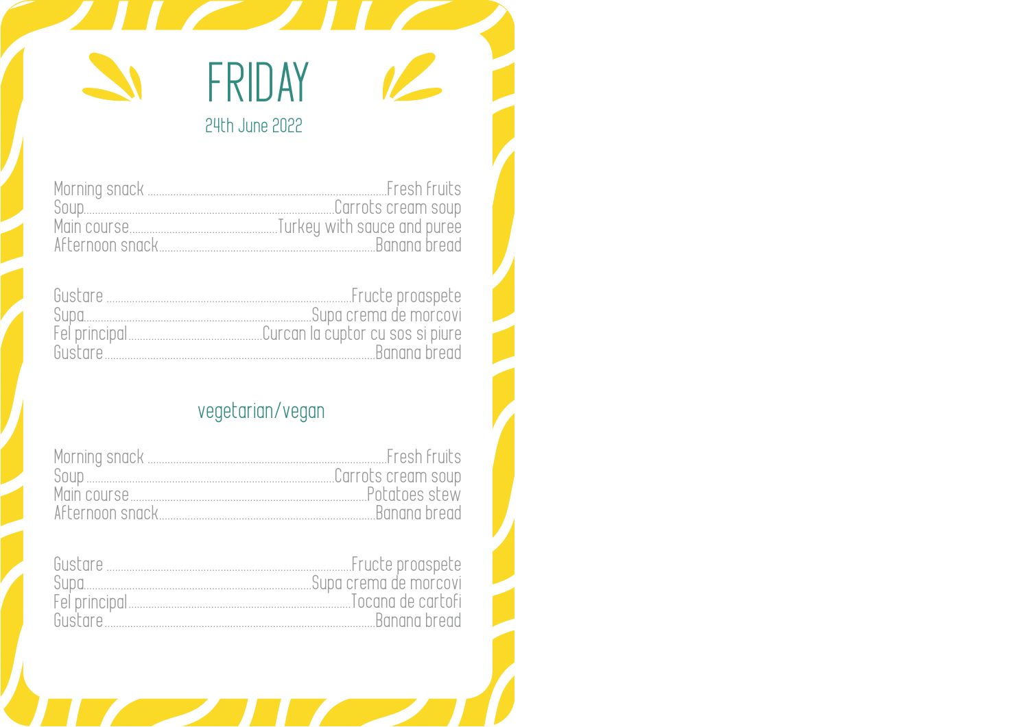# FRIDAY

24th June 2022

| | |
|---|---|
| Morning snack | Fresh fruits |
| Soup | Carrots cream soup |
| Main course | Turkey with sauce and puree |
| Afternoon snack | Banana bread |

| | |
|---|---|
| Gustare | Fructe proaspete |
| Supa | Supa crema de morcovi |
| Fel principal | Curcan la cuptor cu sos si piure |
| Gustare | Banana bread |

## vegetarian/vegan

| | |
|---|---|
| Morning snack | Fresh fruits |
| Soup | Carrots cream soup |
| Main course | Potatoes stew |
| Afternoon snack | Banana bread |

| | |
|---|---|
| Gustare | Fructe proaspete |
| Supa | Supa crema de morcovi |
| Fel principal | Tocana de cartofi |
| Gustare | Banana bread |